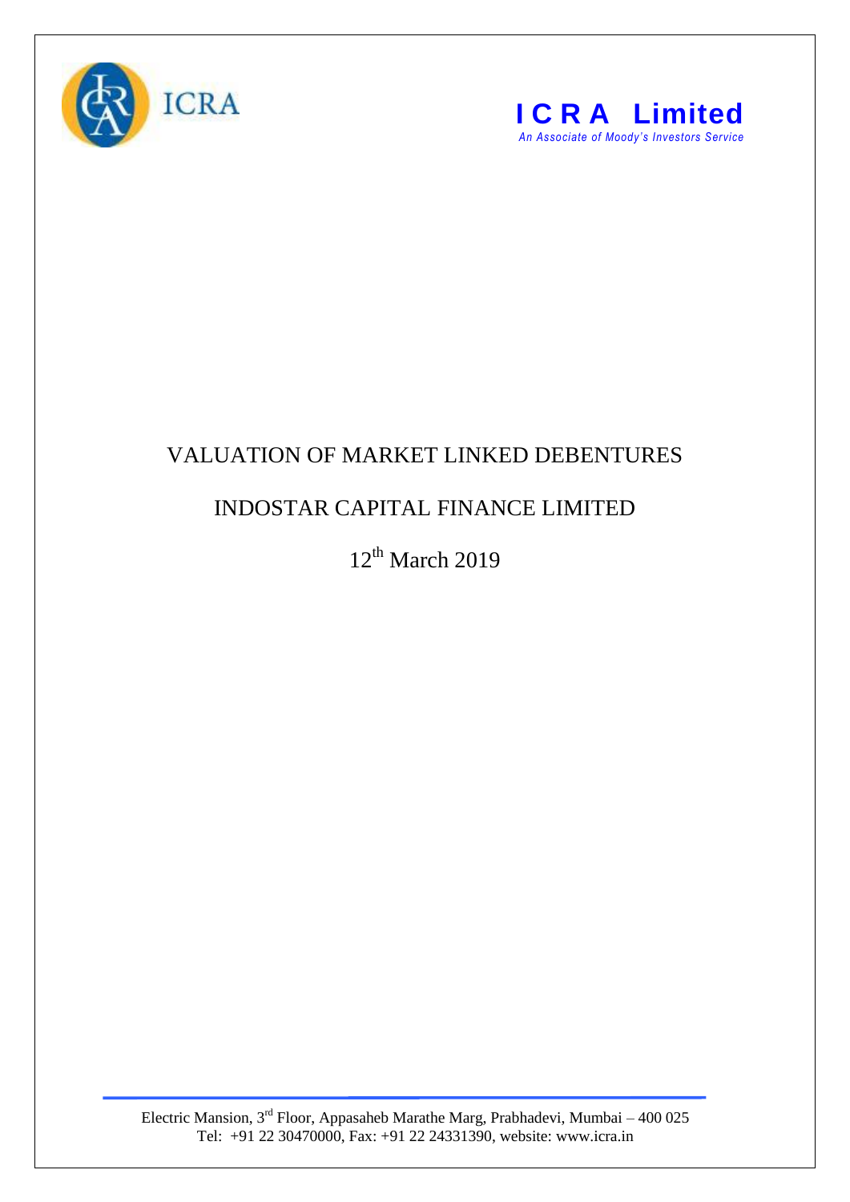ICRA

**ICRA Limited**

*An Associate of Moody's Investors Service*

# VALUATION OF MARKET LINKED DEBENTURES

# INDOSTAR CAPITAL FINANCE LIMITED

12th March 2019

Electric Mansion, 3rd Floor, Appasaheb Marathe Marg, Prabhadevi, Mumbai – 400 025
Tel: +91 22 30470000, Fax: +91 22 24331390, website: www.icra.in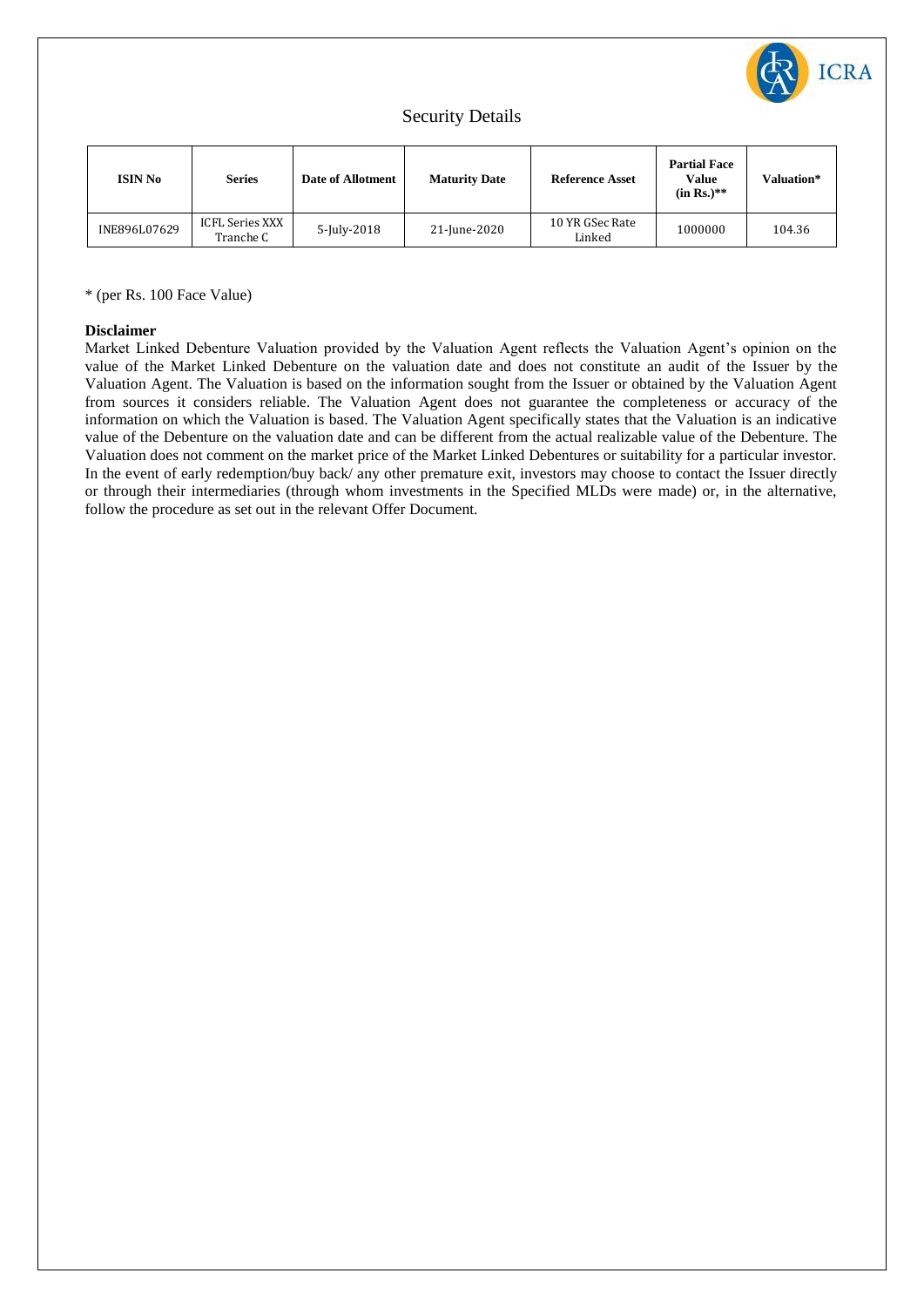## Security Details

| ISIN No | Series | Date of Allotment | Maturity Date | Reference Asset | Partial Face Value (in Rs.)** | Valuation* |
|---|---|---|---|---|---|---|
| INE896L07629 | ICFL Series XXX Tranche C | 5-July-2018 | 21-June-2020 | 10 YR GSec Rate Linked | 1000000 | 104.36 |

* (per Rs. 100 Face Value)

**Disclaimer**

Market Linked Debenture Valuation provided by the Valuation Agent reflects the Valuation Agent's opinion on the value of the Market Linked Debenture on the valuation date and does not constitute an audit of the Issuer by the Valuation Agent. The Valuation is based on the information sought from the Issuer or obtained by the Valuation Agent from sources it considers reliable. The Valuation Agent does not guarantee the completeness or accuracy of the information on which the Valuation is based. The Valuation Agent specifically states that the Valuation is an indicative value of the Debenture on the valuation date and can be different from the actual realizable value of the Debenture. The Valuation does not comment on the market price of the Market Linked Debentures or suitability for a particular investor. In the event of early redemption/buy back/ any other premature exit, investors may choose to contact the Issuer directly or through their intermediaries (through whom investments in the Specified MLDs were made) or, in the alternative, follow the procedure as set out in the relevant Offer Document.